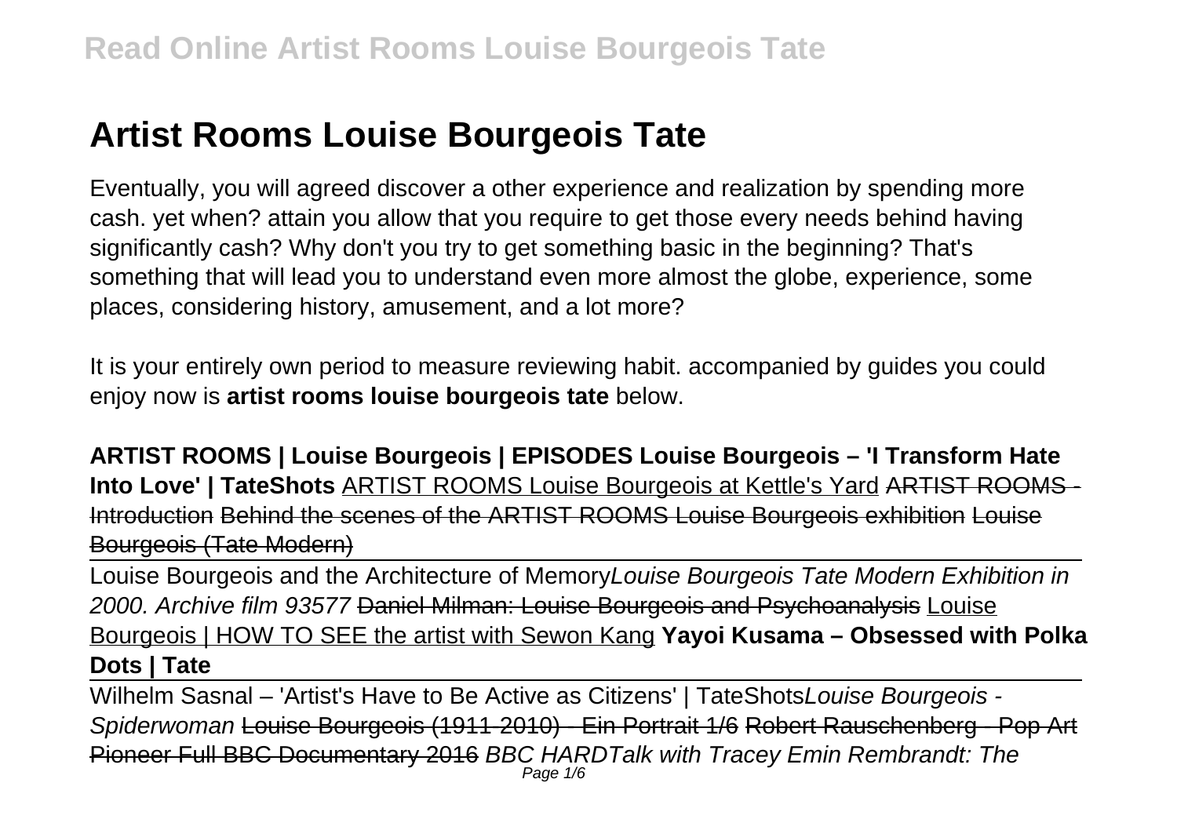# Artist Rooms Louise Bourgeois Tate

Eventually, you will agreed discover a other experience and realization by spending more cash. yet when? attain you allow that you require to get those every needs behind having significantly cash? Why don't you try to get something basic in the beginning? That's something that will lead you to understand even more almost the globe, experience, some places, considering history, amusement, and a lot more?

It is your entirely own period to measure reviewing habit. accompanied by guides you could enjoy now is **artist rooms louise bourgeois tate** below.

**ARTIST ROOMS | Louise Bourgeois | EPISODES Louise Bourgeois – 'I Transform Hate Into Love' | TateShots** ARTIST ROOMS Louise Bourgeois at Kettle's Yard ~~ARTIST ROOMS - Introduction~~ Behind the scenes of the ARTIST ROOMS Louise Bourgeois exhibition ~~Louise Bourgeois (Tate Modern)~~

Louise Bourgeois and the Architecture of Memory*Louise Bourgeois Tate Modern Exhibition in 2000. Archive film 93577* ~~Daniel Milman: Louise Bourgeois and Psychoanalysis~~ Louise Bourgeois | HOW TO SEE the artist with Sewon Kang **Yayoi Kusama – Obsessed with Polka Dots | Tate**

Wilhelm Sasnal – 'Artist's Have to Be Active as Citizens' | TateShots*Louise Bourgeois - Spiderwoman* ~~Louise Bourgeois (1911-2010) - Ein Portrait 1/6~~ ~~Robert Rauschenberg - Pop Art Pioneer Full BBC Documentary 2016~~ *BBC HARDTalk with Tracey Emin Rembrandt: The*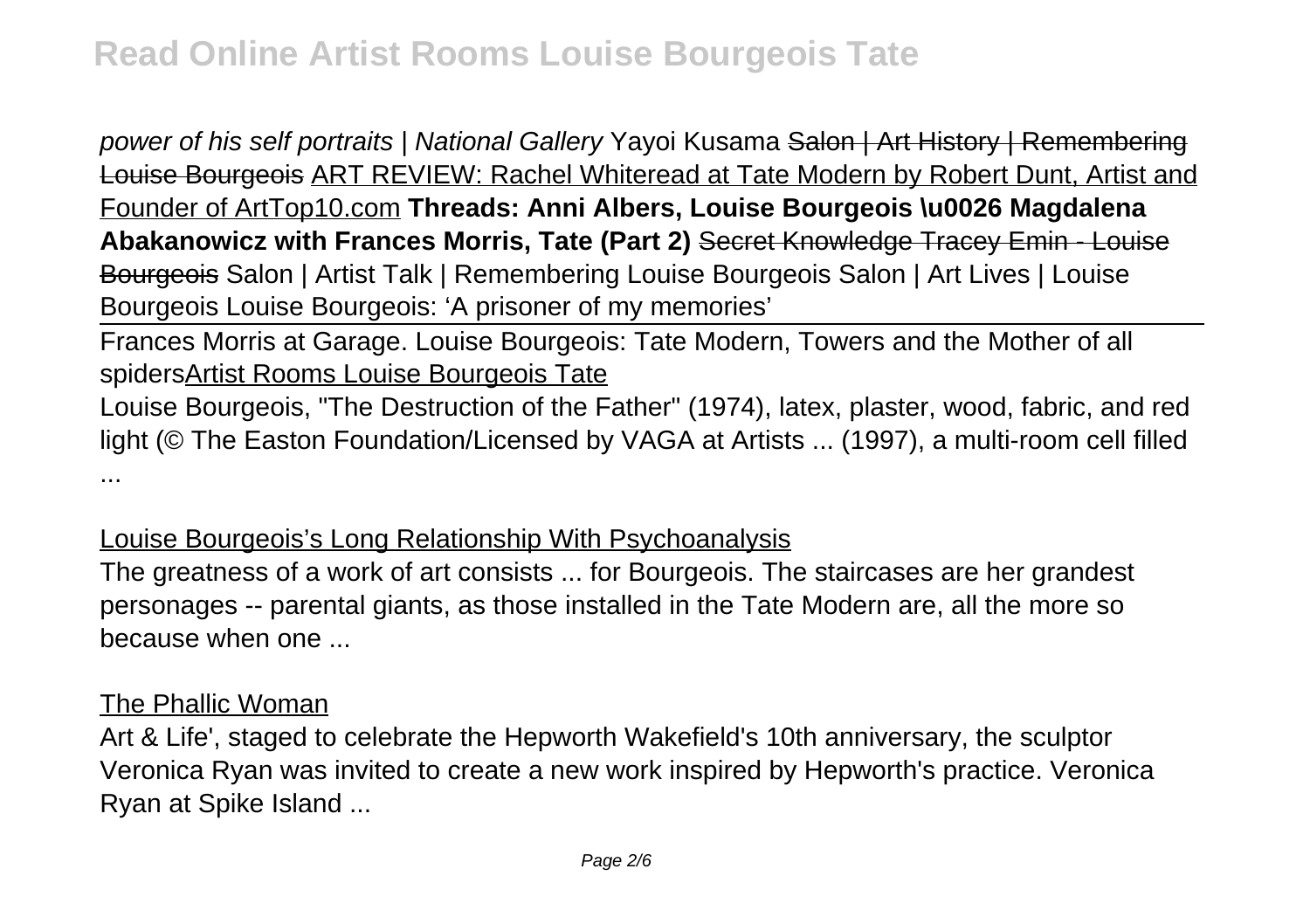*power of his self portraits | National Gallery* Yayoi Kusama ~~Salon | Art History | Remembering Louise Bourgeois~~ ART REVIEW: Rachel Whiteread at Tate Modern by Robert Dunt, Artist and Founder of ArtTop10.com **Threads: Anni Albers, Louise Bourgeois \u0026 Magdalena Abakanowicz with Frances Morris, Tate (Part 2)** ~~Secret Knowledge Tracey Emin - Louise Bourgeois~~ Salon | Artist Talk | Remembering Louise Bourgeois Salon | Art Lives | Louise Bourgeois Louise Bourgeois: 'A prisoner of my memories'

Frances Morris at Garage. Louise Bourgeois: Tate Modern, Towers and the Mother of all spidersArtist Rooms Louise Bourgeois Tate

Louise Bourgeois, "The Destruction of the Father" (1974), latex, plaster, wood, fabric, and red light (© The Easton Foundation/Licensed by VAGA at Artists ... (1997), a multi-room cell filled ...

Louise Bourgeois's Long Relationship With Psychoanalysis

The greatness of a work of art consists ... for Bourgeois. The staircases are her grandest personages -- parental giants, as those installed in the Tate Modern are, all the more so because when one ...

The Phallic Woman

Art & Life', staged to celebrate the Hepworth Wakefield's 10th anniversary, the sculptor Veronica Ryan was invited to create a new work inspired by Hepworth's practice. Veronica Ryan at Spike Island ...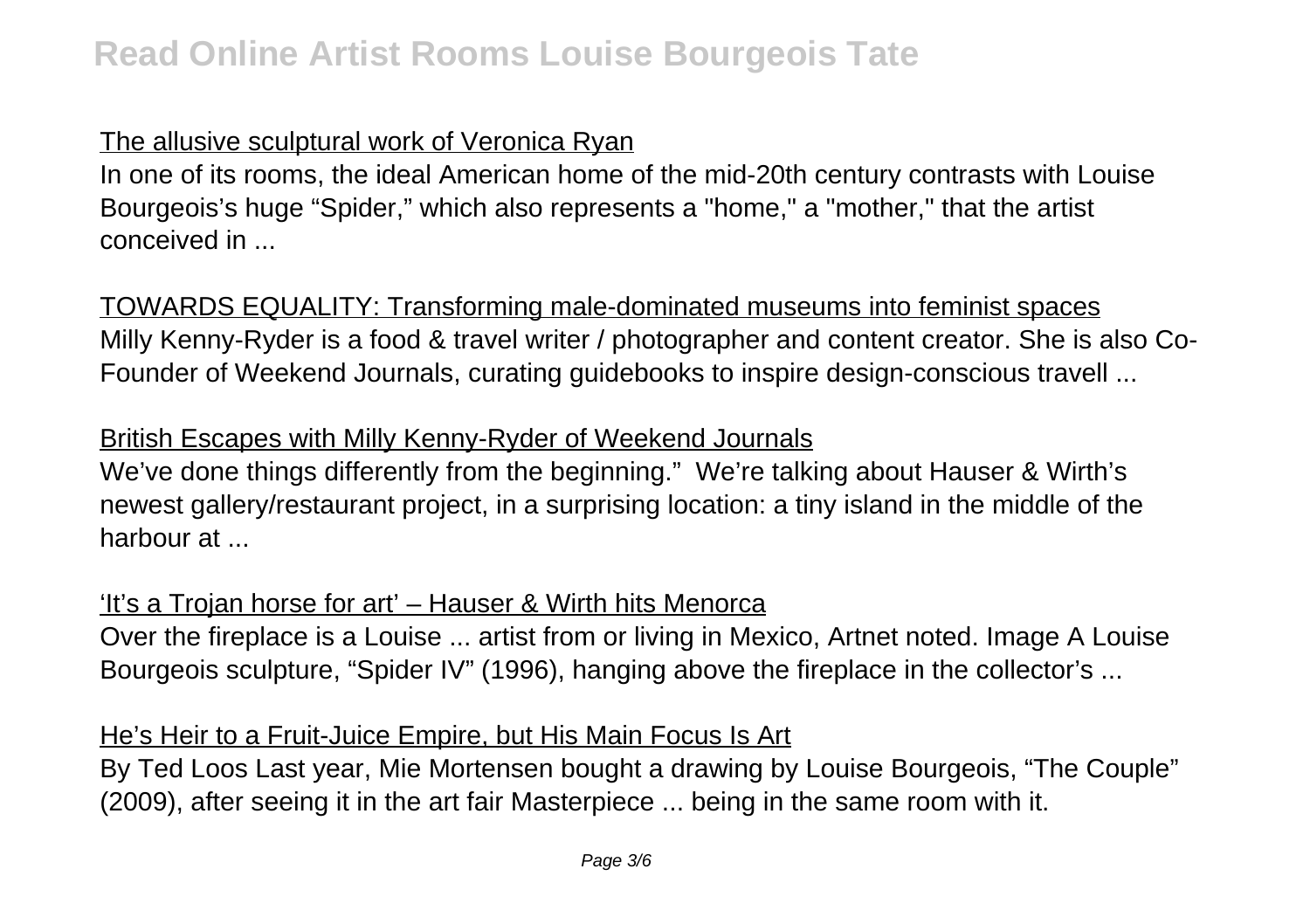The allusive sculptural work of Veronica Ryan

In one of its rooms, the ideal American home of the mid-20th century contrasts with Louise Bourgeois's huge "Spider," which also represents a "home," a "mother," that the artist conceived in ...

TOWARDS EQUALITY: Transforming male-dominated museums into feminist spaces

Milly Kenny-Ryder is a food & travel writer / photographer and content creator. She is also Co-Founder of Weekend Journals, curating guidebooks to inspire design-conscious travell ...

British Escapes with Milly Kenny-Ryder of Weekend Journals

We've done things differently from the beginning." We're talking about Hauser & Wirth's newest gallery/restaurant project, in a surprising location: a tiny island in the middle of the harbour at ...

'It's a Trojan horse for art' – Hauser & Wirth hits Menorca

Over the fireplace is a Louise ... artist from or living in Mexico, Artnet noted. Image A Louise Bourgeois sculpture, "Spider IV" (1996), hanging above the fireplace in the collector's ...

He's Heir to a Fruit-Juice Empire, but His Main Focus Is Art

By Ted Loos Last year, Mie Mortensen bought a drawing by Louise Bourgeois, "The Couple" (2009), after seeing it in the art fair Masterpiece ... being in the same room with it.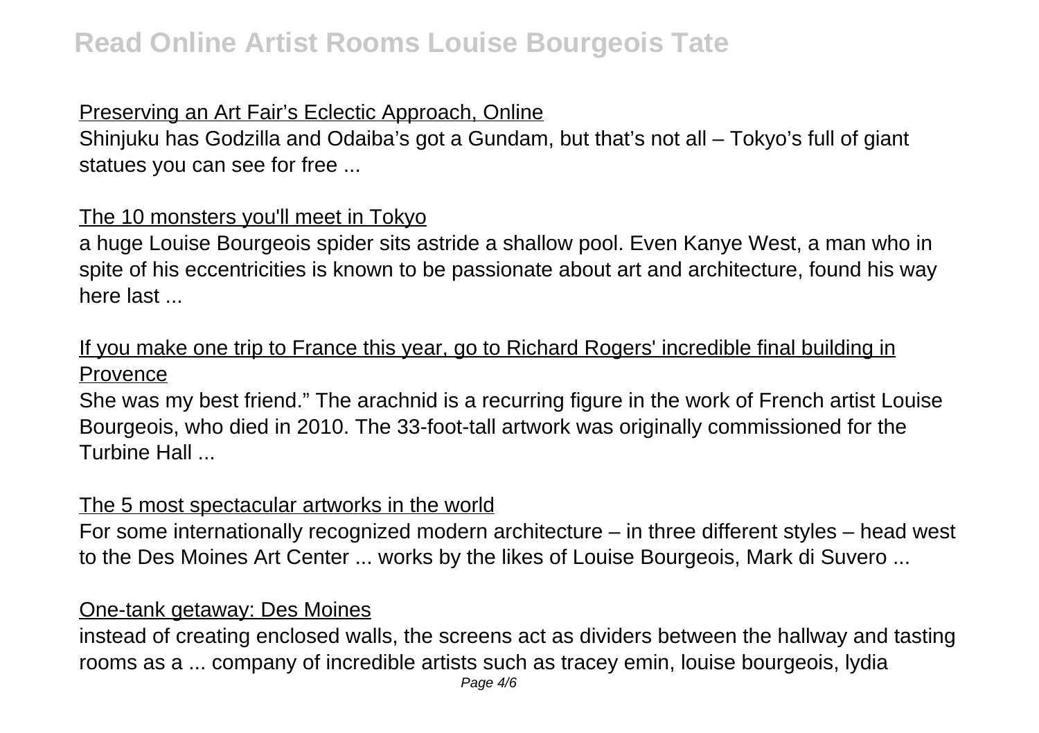Preserving an Art Fair's Eclectic Approach, Online

Shinjuku has Godzilla and Odaiba's got a Gundam, but that's not all – Tokyo's full of giant statues you can see for free ...

The 10 monsters you'll meet in Tokyo

a huge Louise Bourgeois spider sits astride a shallow pool. Even Kanye West, a man who in spite of his eccentricities is known to be passionate about art and architecture, found his way here last ...

If you make one trip to France this year, go to Richard Rogers' incredible final building in Provence

She was my best friend." The arachnid is a recurring figure in the work of French artist Louise Bourgeois, who died in 2010. The 33-foot-tall artwork was originally commissioned for the Turbine Hall ...

The 5 most spectacular artworks in the world

For some internationally recognized modern architecture – in three different styles – head west to the Des Moines Art Center ... works by the likes of Louise Bourgeois, Mark di Suvero ...

One-tank getaway: Des Moines

instead of creating enclosed walls, the screens act as dividers between the hallway and tasting rooms as a ... company of incredible artists such as tracey emin, louise bourgeois, lydia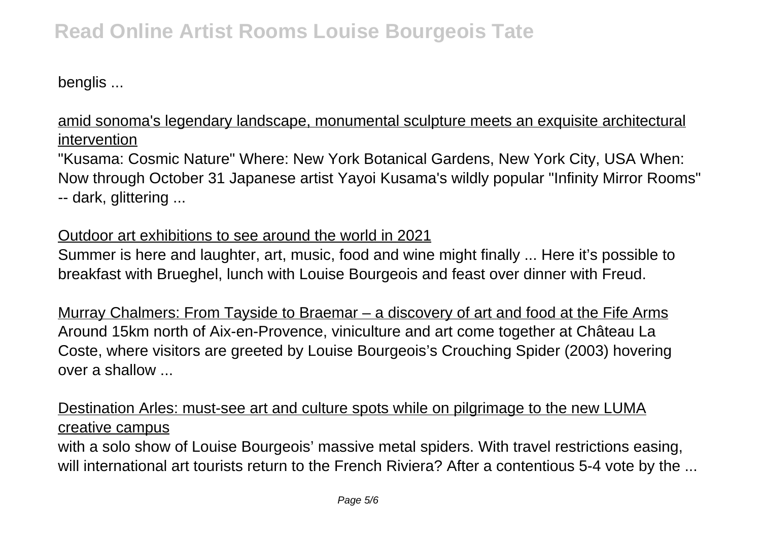benglis ...

amid sonoma's legendary landscape, monumental sculpture meets an exquisite architectural intervention

"Kusama: Cosmic Nature" Where: New York Botanical Gardens, New York City, USA When: Now through October 31 Japanese artist Yayoi Kusama's wildly popular "Infinity Mirror Rooms" -- dark, glittering ...

Outdoor art exhibitions to see around the world in 2021

Summer is here and laughter, art, music, food and wine might finally ... Here it's possible to breakfast with Brueghel, lunch with Louise Bourgeois and feast over dinner with Freud.

Murray Chalmers: From Tayside to Braemar – a discovery of art and food at the Fife Arms

Around 15km north of Aix-en-Provence, viniculture and art come together at Château La Coste, where visitors are greeted by Louise Bourgeois's Crouching Spider (2003) hovering over a shallow ...

Destination Arles: must-see art and culture spots while on pilgrimage to the new LUMA creative campus

with a solo show of Louise Bourgeois' massive metal spiders. With travel restrictions easing, will international art tourists return to the French Riviera? After a contentious 5-4 vote by the ...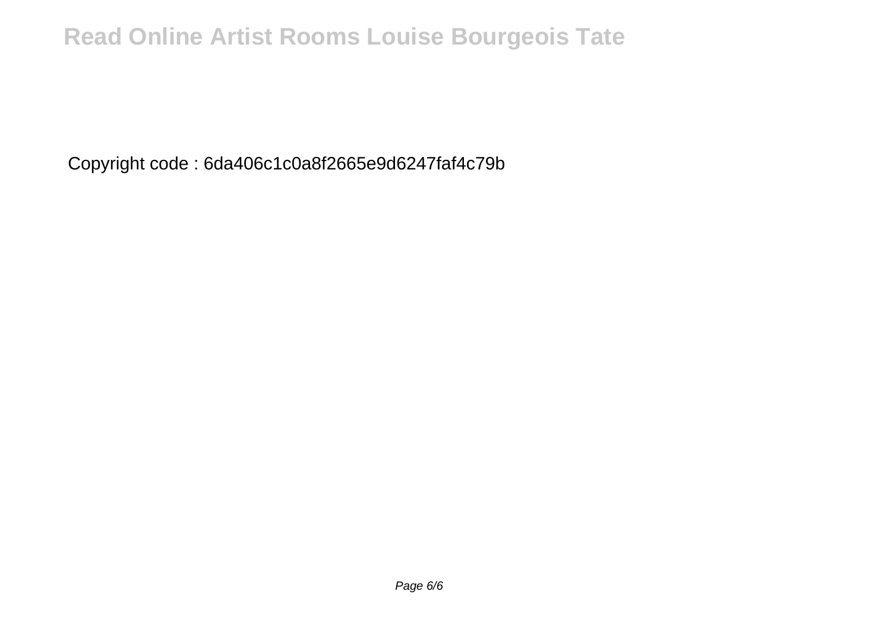Copyright code : 6da406c1c0a8f2665e9d6247faf4c79b